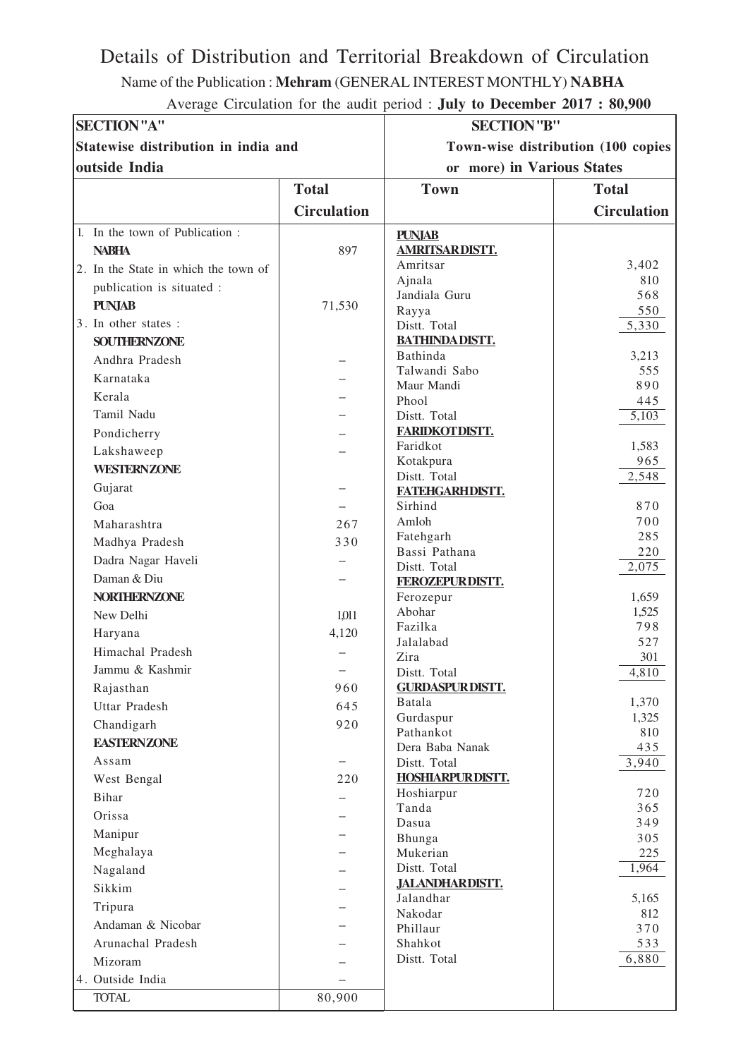# Details of Distribution and Territorial Breakdown of Circulation

Name of the Publication : **Mehram** (GENERAL INTEREST MONTHLY) **NABHA**

Average Circulation for the audit period : **July to December 2017 : 80,900**

## SECTION "A"

**Statewise distribution in india and outside India**

| | Total Circulation |
|---|---|
| 1. In the town of Publication : | |
| **NABHA** | 897 |
| 2. In the State in which the town of publication is situated : | |
| **PUNJAB** | 71,530 |
| 3. In other states : | |
| **SOUTHERN ZONE** | |
| Andhra Pradesh | – |
| Karnataka | – |
| Kerala | – |
| Tamil Nadu | – |
| Pondicherry | – |
| Lakshaweep | – |
| **WESTERN ZONE** | |
| Gujarat | – |
| Goa | – |
| Maharashtra | 267 |
| Madhya Pradesh | 330 |
| Dadra Nagar Haveli | – |
| Daman & Diu | – |
| **NORTHERN ZONE** | |
| New Delhi | 1,011 |
| Haryana | 4,120 |
| Himachal Pradesh | – |
| Jammu & Kashmir | – |
| Rajasthan | 960 |
| Uttar Pradesh | 645 |
| Chandigarh | 920 |
| **EASTERN ZONE** | |
| Assam | – |
| West Bengal | 220 |
| Bihar | – |
| Orissa | – |
| Manipur | – |
| Meghalaya | – |
| Nagaland | – |
| Sikkim | – |
| Tripura | – |
| Andaman & Nicobar | – |
| Arunachal Pradesh | – |
| Mizoram | – |
| 4. Outside India | – |
| **TOTAL** | 80,900 |

## SECTION "B"

**Town-wise distribution (100 copies or more) in Various States**

| Town | Total Circulation |
|---|---|
| **PUNJAB** | |
| **AMRITSAR DISTT.** | |
| Amritsar | 3,402 |
| Ajnala | 810 |
| Jandiala Guru | 568 |
| Rayya | 550 |
| Distt. Total | 5,330 |
| **BATHINDA DISTT.** | |
| Bathinda | 3,213 |
| Talwandi Sabo | 555 |
| Maur Mandi | 890 |
| Phool | 445 |
| Distt. Total | 5,103 |
| **FARIDKOT DISTT.** | |
| Faridkot | 1,583 |
| Kotakpura | 965 |
| Distt. Total | 2,548 |
| **FATEHGARH DISTT.** | |
| Sirhind | 870 |
| Amloh | 700 |
| Fatehgarh | 285 |
| Bassi Pathana | 220 |
| Distt. Total | 2,075 |
| **FEROZEPUR DISTT.** | |
| Ferozepur | 1,659 |
| Abohar | 1,525 |
| Fazilka | 798 |
| Jalalabad | 527 |
| Zira | 301 |
| Distt. Total | 4,810 |
| **GURDASPUR DISTT.** | |
| Batala | 1,370 |
| Gurdaspur | 1,325 |
| Pathankot | 810 |
| Dera Baba Nanak | 435 |
| Distt. Total | 3,940 |
| **HOSHIARPUR DISTT.** | |
| Hoshiarpur | 720 |
| Tanda | 365 |
| Dasua | 349 |
| Bhunga | 305 |
| Mukerian | 225 |
| Distt. Total | 1,964 |
| **JALANDHAR DISTT.** | |
| Jalandhar | 5,165 |
| Nakodar | 812 |
| Phillaur | 370 |
| Shahkot | 533 |
| Distt. Total | 6,880 |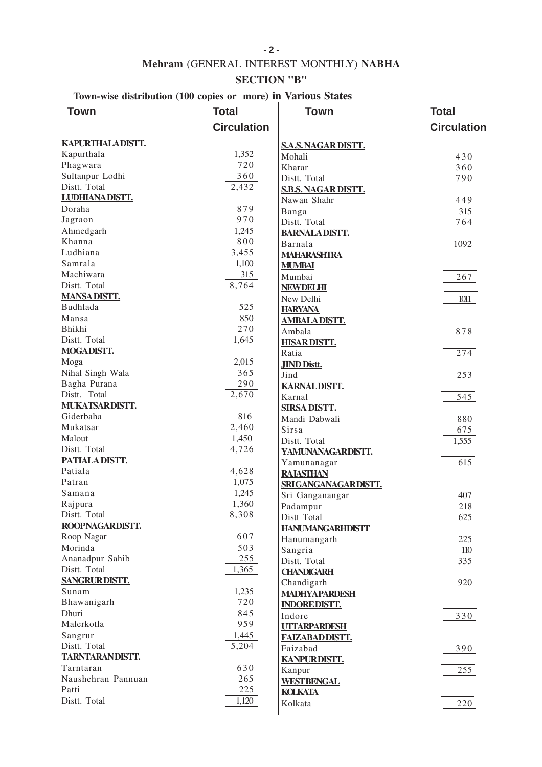**Mehram** (GENERAL INTEREST MONTHLY) **NABHA**

**SECTION "B"**

**Town-wise distribution (100 copies or more) in Various States**

| Town | Total Circulation | Town | Total Circulation |
|---|---|---|---|
| **KAPURTHALA DISTT.** | | **S.A.S. NAGAR DISTT.** | |
| Kapurthala | 1,352 | Mohali | 430 |
| Phagwara | 720 | Kharar | 360 |
| Sultanpur Lodhi | 360 | Distt. Total | 790 |
| Distt. Total | 2,432 | **S.B.S. NAGAR DISTT.** | |
| **LUDHIANA DISTT.** | | Nawan Shahr | 449 |
| Doraha | 879 | Banga | 315 |
| Jagraon | 970 | Distt. Total | 764 |
| Ahmedgarh | 1,245 | **BARNALA DISTT.** | |
| Khanna | 800 | Barnala | 1092 |
| Ludhiana | 3,455 | **MAHARASHTRA** | |
| Samrala | 1,100 | **MUMBAI** | |
| Machiwara | 315 | Mumbai | 267 |
| Distt. Total | 8,764 | **NEW DELHI** | |
| **MANSA DISTT.** | | New Delhi | 1011 |
| Budhlada | 525 | **HARYANA** | |
| Mansa | 850 | **AMBALA DISTT.** | |
| Bhikhi | 270 | Ambala | 878 |
| Distt. Total | 1,645 | **HISAR DISTT.** | |
| **MOGA DISTT.** | | Ratia | 274 |
| Moga | 2,015 | **JIND Distt.** | |
| Nihal Singh Wala | 365 | Jind | 253 |
| Bagha Purana | 290 | **KARNAL DISTT.** | |
| Distt. Total | 2,670 | Karnal | 545 |
| **MUKATSAR DISTT.** | | **SIRSA DISTT.** | |
| Giderbaha | 816 | Mandi Dabwali | 880 |
| Mukatsar | 2,460 | Sirsa | 675 |
| Malout | 1,450 | Distt. Total | 1,555 |
| Distt. Total | 4,726 | **YAMUNANAGAR DISTT.** | |
| **PATIALA DISTT.** | | Yamunanagar | 615 |
| Patiala | 4,628 | **RAJASTHAN** | |
| Patran | 1,075 | **SRI GANGANAGAR DISTT.** | |
| Samana | 1,245 | Sri Ganganangar | 407 |
| Rajpura | 1,360 | Padampur | 218 |
| Distt. Total | 8,308 | Distt Total | 625 |
| **ROOPNAGAR DISTT.** | | **HANUMANGARH DISTT** | |
| Roop Nagar | 607 | Hanumangarh | 225 |
| Morinda | 503 | Sangria | 110 |
| Ananadpur Sahib | 255 | Distt. Total | 335 |
| Distt. Total | 1,365 | **CHANDIGARH** | |
| **SANGRUR DISTT.** | | Chandigarh | 920 |
| Sunam | 1,235 | **MADHYA PARDESH** | |
| Bhawanigarh | 720 | **INDORE DISTT.** | |
| Dhuri | 845 | Indore | 330 |
| Malerkotla | 959 | **UTTAR PARDESH** | |
| Sangrur | 1,445 | **FAIZABAD DISTT.** | |
| Distt. Total | 5,204 | Faizabad | 390 |
| **TARNTARAN DISTT.** | | **KANPUR DISTT.** | |
| Tarntaran | 630 | Kanpur | 255 |
| Naushehran Pannuan | 265 | **WEST BENGAL** | |
| Patti | 225 | **KOLKATA** | |
| Distt. Total | 1,120 | Kolkata | 220 |